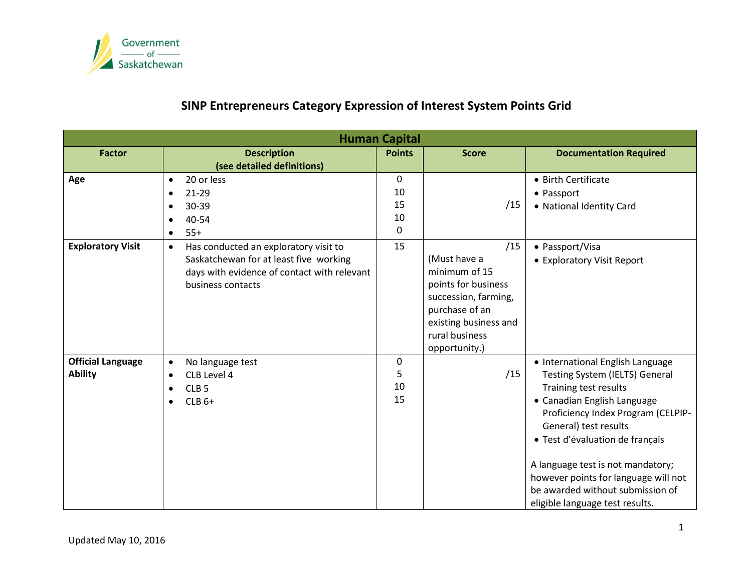Government of Saskatchewan

# SINP Entrepreneurs Category Expression of Interest System Points Grid

| Human Capital | | | | |
|---|---|---|---|---|
| **Factor** | **Description (see detailed definitions)** | **Points** | **Score** | **Documentation Required** |
| **Age** | • 20 or less<br>• 21-29<br>• 30-39<br>• 40-54<br>• 55+ | 0<br>10<br>15<br>10<br>0 | /15 | • Birth Certificate<br>• Passport<br>• National Identity Card |
| **Exploratory Visit** | • Has conducted an exploratory visit to Saskatchewan for at least five working days with evidence of contact with relevant business contacts | 15 | /15<br>(Must have a minimum of 15 points for business succession, farming, purchase of an existing business and rural business opportunity.) | • Passport/Visa<br>• Exploratory Visit Report |
| **Official Language Ability** | • No language test<br>• CLB Level 4<br>• CLB 5<br>• CLB 6+ | 0<br>5<br>10<br>15 | /15 | • International English Language Testing System (IELTS) General Training test results<br>• Canadian English Language Proficiency Index Program (CELPIP-General) test results<br>• Test d'évaluation de français<br><br>A language test is not mandatory; however points for language will not be awarded without submission of eligible language test results. |

Updated May 10, 2016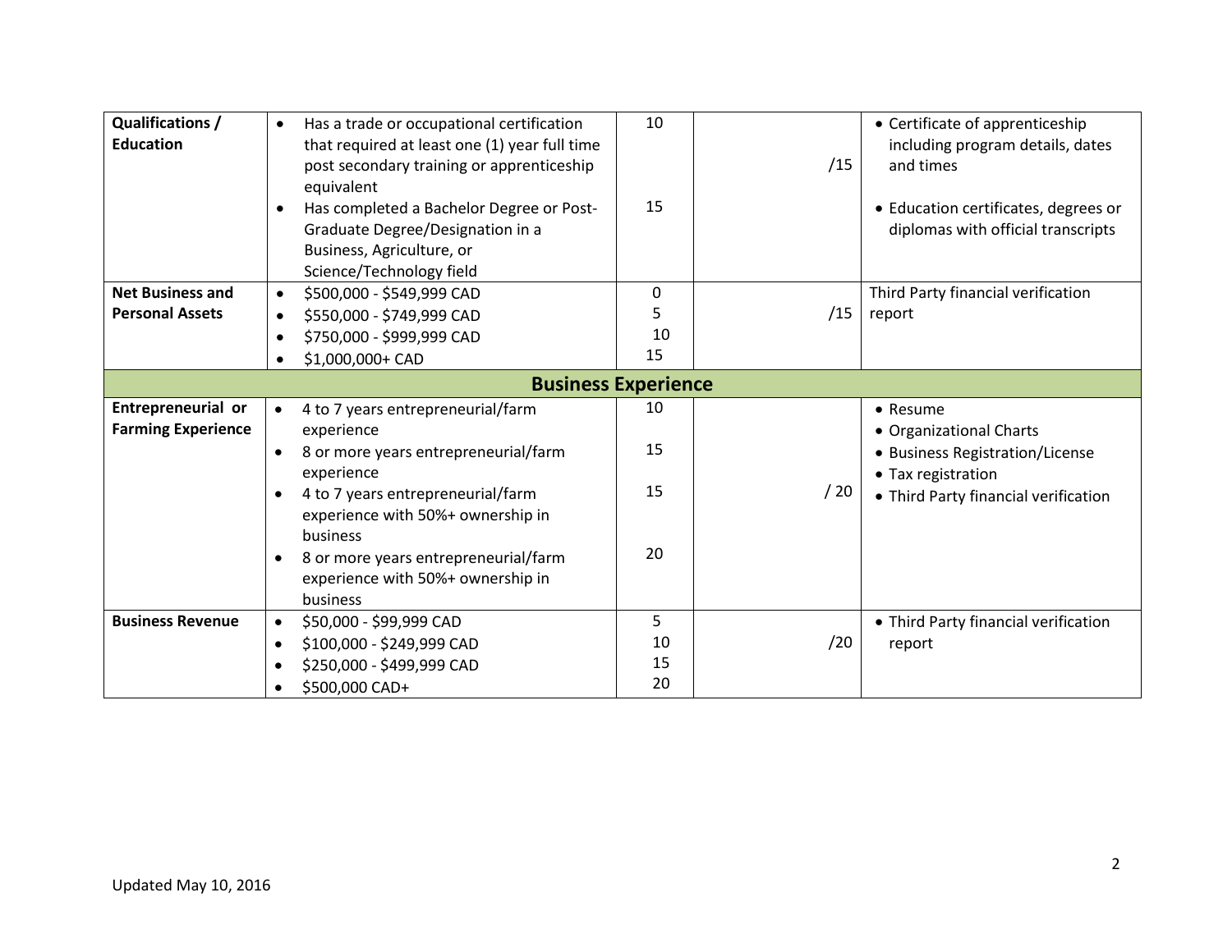| Qualifications / Education | • Has a trade or occupational certification that required at least one (1) year full time post secondary training or apprenticeship equivalent<br>• Has completed a Bachelor Degree or Post-Graduate Degree/Designation in a Business, Agriculture, or Science/Technology field | 10<br><br>15 | /15 | • Certificate of apprenticeship including program details, dates and times<br>• Education certificates, degrees or diplomas with official transcripts |
|---|---|---|---|---|
| **Net Business and Personal Assets** | • \$500,000 - \$549,999 CAD<br>• \$550,000 - \$749,999 CAD<br>• \$750,000 - \$999,999 CAD<br>• \$1,000,000+ CAD | 0<br>5<br>10<br>15 | /15 | Third Party financial verification report |
| **Business Experience** | | | | |
| **Entrepreneurial or Farming Experience** | • 4 to 7 years entrepreneurial/farm experience<br>• 8 or more years entrepreneurial/farm experience<br>• 4 to 7 years entrepreneurial/farm experience with 50%+ ownership in business<br>• 8 or more years entrepreneurial/farm experience with 50%+ ownership in business | 10<br>15<br>15<br>20 | / 20 | • Resume<br>• Organizational Charts<br>• Business Registration/License<br>• Tax registration<br>• Third Party financial verification |
| **Business Revenue** | • \$50,000 - \$99,999 CAD<br>• \$100,000 - \$249,999 CAD<br>• \$250,000 - \$499,999 CAD<br>• \$500,000 CAD+ | 5<br>10<br>15<br>20 | /20 | • Third Party financial verification report |

Updated May 10, 2016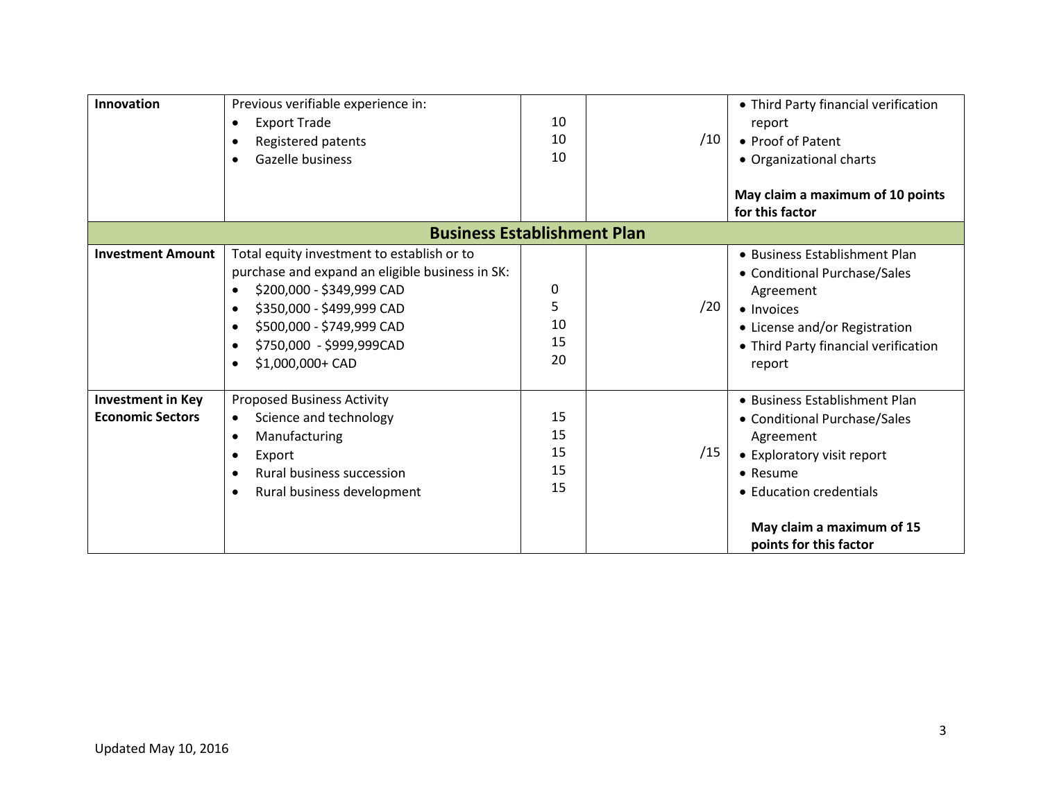| | | | | |
|---|---|---|---|---|
| **Innovation** | Previous verifiable experience in:<br>• Export Trade<br>• Registered patents<br>• Gazelle business | <br>10<br>10<br>10 | /10 | • Third Party financial verification report<br>• Proof of Patent<br>• Organizational charts<br><br>**May claim a maximum of 10 points for this factor** |
| **Business Establishment Plan** | | | | |
| **Investment Amount** | Total equity investment to establish or to purchase and expand an eligible business in SK:<br>• $200,000 - $349,999 CAD<br>• $350,000 - $499,999 CAD<br>• $500,000 - $749,999 CAD<br>• $750,000 - $999,999CAD<br>• $1,000,000+ CAD | <br><br>0<br>5<br>10<br>15<br>20 | /20 | • Business Establishment Plan<br>• Conditional Purchase/Sales Agreement<br>• Invoices<br>• License and/or Registration<br>• Third Party financial verification report |
| **Investment in Key Economic Sectors** | Proposed Business Activity<br>• Science and technology<br>• Manufacturing<br>• Export<br>• Rural business succession<br>• Rural business development | <br>15<br>15<br>15<br>15<br>15 | /15 | • Business Establishment Plan<br>• Conditional Purchase/Sales Agreement<br>• Exploratory visit report<br>• Resume<br>• Education credentials<br><br>**May claim a maximum of 15 points for this factor** |

Updated May 10, 2016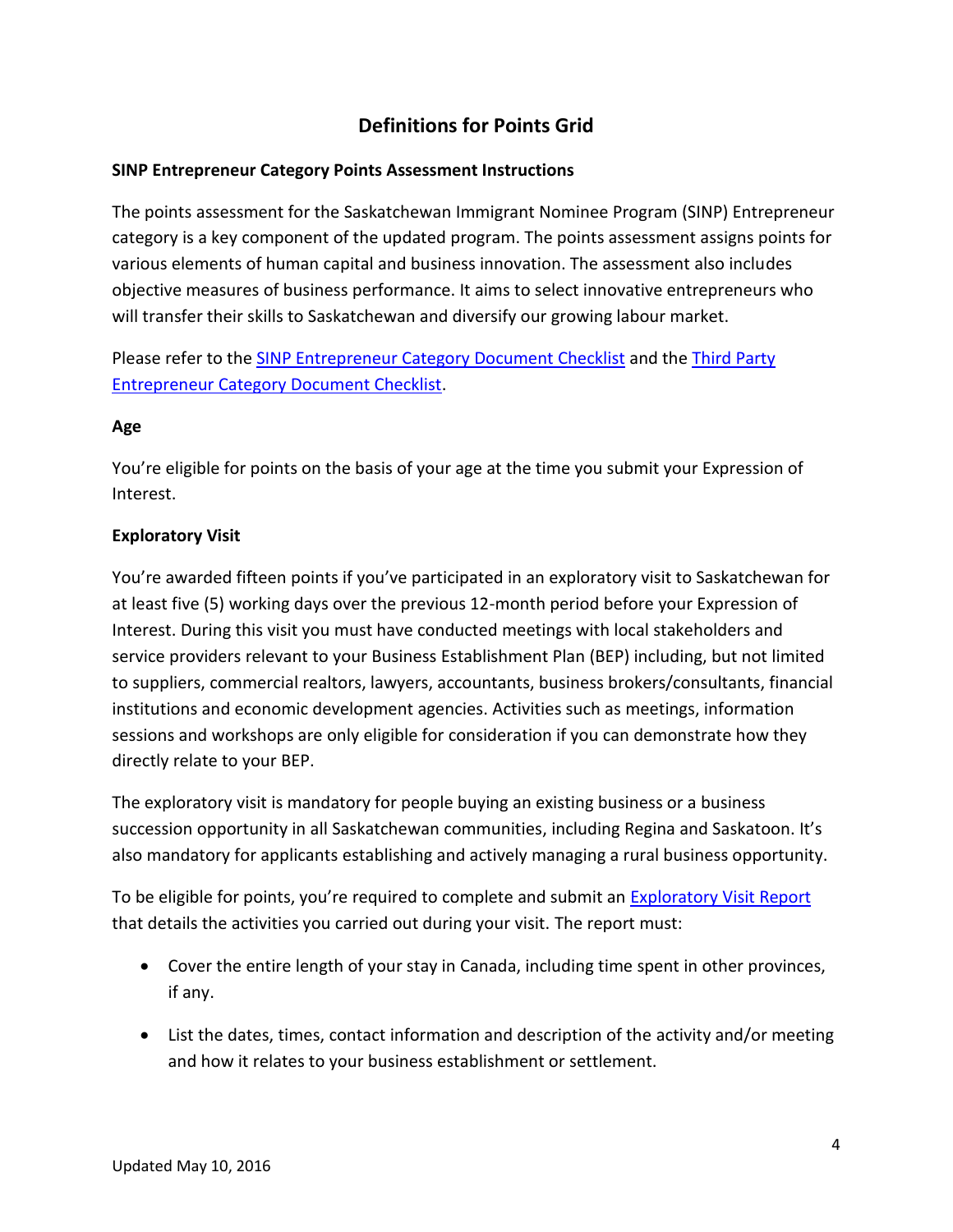## Definitions for Points Grid

**SINP Entrepreneur Category Points Assessment Instructions**

The points assessment for the Saskatchewan Immigrant Nominee Program (SINP) Entrepreneur category is a key component of the updated program. The points assessment assigns points for various elements of human capital and business innovation. The assessment also includes objective measures of business performance. It aims to select innovative entrepreneurs who will transfer their skills to Saskatchewan and diversify our growing labour market.

Please refer to the SINP Entrepreneur Category Document Checklist and the Third Party Entrepreneur Category Document Checklist.

**Age**

You're eligible for points on the basis of your age at the time you submit your Expression of Interest.

**Exploratory Visit**

You're awarded fifteen points if you've participated in an exploratory visit to Saskatchewan for at least five (5) working days over the previous 12-month period before your Expression of Interest. During this visit you must have conducted meetings with local stakeholders and service providers relevant to your Business Establishment Plan (BEP) including, but not limited to suppliers, commercial realtors, lawyers, accountants, business brokers/consultants, financial institutions and economic development agencies. Activities such as meetings, information sessions and workshops are only eligible for consideration if you can demonstrate how they directly relate to your BEP.

The exploratory visit is mandatory for people buying an existing business or a business succession opportunity in all Saskatchewan communities, including Regina and Saskatoon. It's also mandatory for applicants establishing and actively managing a rural business opportunity.

To be eligible for points, you're required to complete and submit an Exploratory Visit Report that details the activities you carried out during your visit. The report must:

- Cover the entire length of your stay in Canada, including time spent in other provinces, if any.
- List the dates, times, contact information and description of the activity and/or meeting and how it relates to your business establishment or settlement.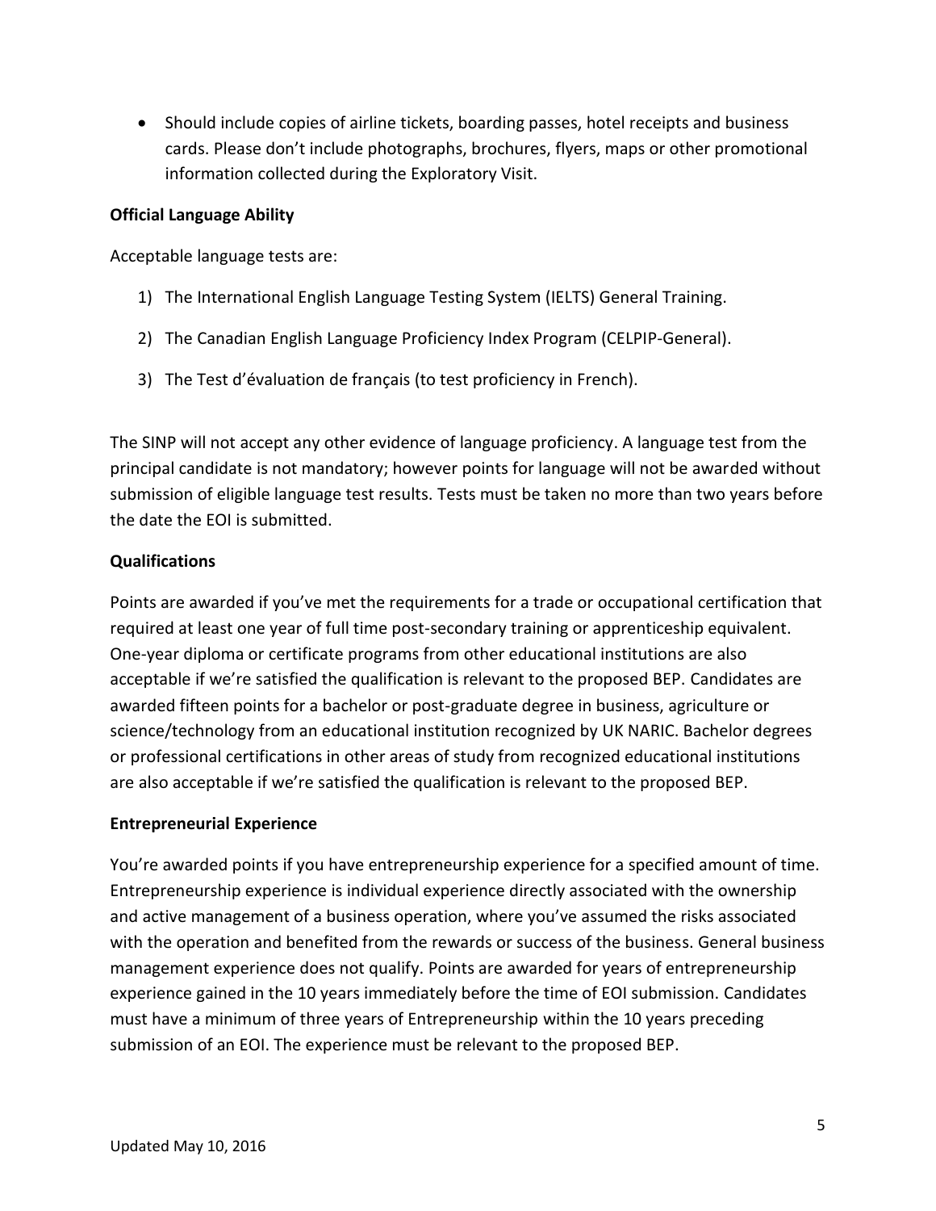- Should include copies of airline tickets, boarding passes, hotel receipts and business cards. Please don't include photographs, brochures, flyers, maps or other promotional information collected during the Exploratory Visit.

**Official Language Ability**

Acceptable language tests are:

1) The International English Language Testing System (IELTS) General Training.
2) The Canadian English Language Proficiency Index Program (CELPIP-General).
3) The Test d'évaluation de français (to test proficiency in French).

The SINP will not accept any other evidence of language proficiency. A language test from the principal candidate is not mandatory; however points for language will not be awarded without submission of eligible language test results. Tests must be taken no more than two years before the date the EOI is submitted.

**Qualifications**

Points are awarded if you've met the requirements for a trade or occupational certification that required at least one year of full time post-secondary training or apprenticeship equivalent. One-year diploma or certificate programs from other educational institutions are also acceptable if we're satisfied the qualification is relevant to the proposed BEP. Candidates are awarded fifteen points for a bachelor or post-graduate degree in business, agriculture or science/technology from an educational institution recognized by UK NARIC. Bachelor degrees or professional certifications in other areas of study from recognized educational institutions are also acceptable if we're satisfied the qualification is relevant to the proposed BEP.

**Entrepreneurial Experience**

You're awarded points if you have entrepreneurship experience for a specified amount of time. Entrepreneurship experience is individual experience directly associated with the ownership and active management of a business operation, where you've assumed the risks associated with the operation and benefited from the rewards or success of the business. General business management experience does not qualify. Points are awarded for years of entrepreneurship experience gained in the 10 years immediately before the time of EOI submission. Candidates must have a minimum of three years of Entrepreneurship within the 10 years preceding submission of an EOI. The experience must be relevant to the proposed BEP.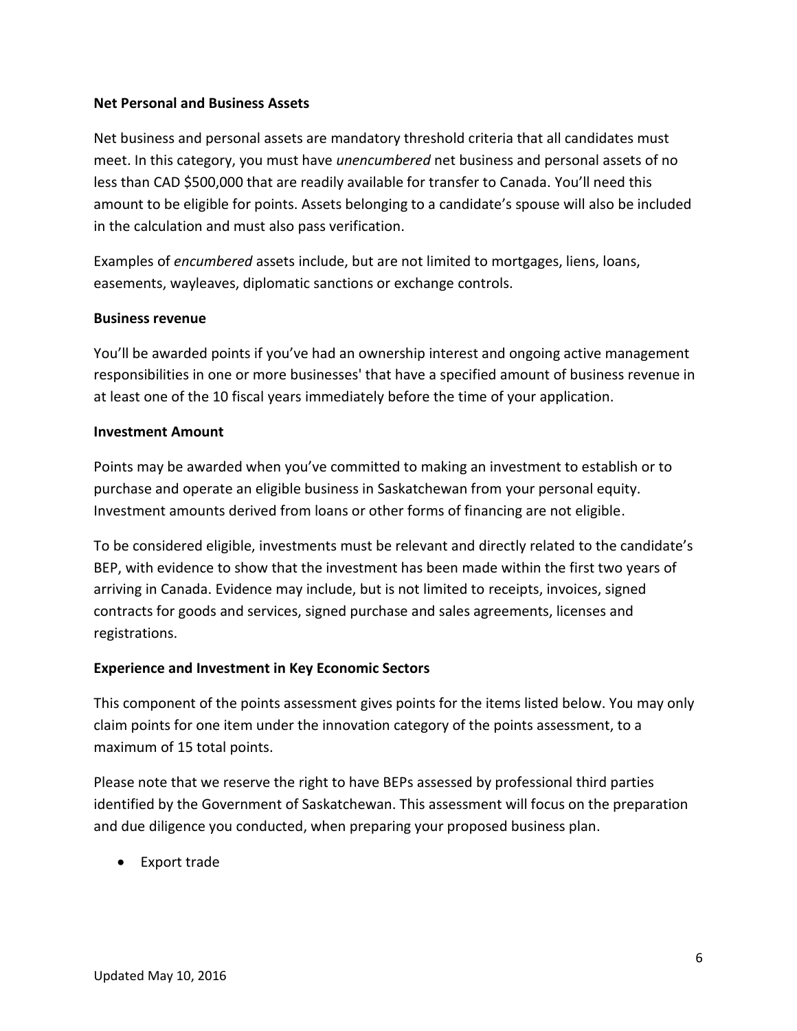**Net Personal and Business Assets**

Net business and personal assets are mandatory threshold criteria that all candidates must meet. In this category, you must have *unencumbered* net business and personal assets of no less than CAD $500,000 that are readily available for transfer to Canada. You'll need this amount to be eligible for points. Assets belonging to a candidate's spouse will also be included in the calculation and must also pass verification.

Examples of *encumbered* assets include, but are not limited to mortgages, liens, loans, easements, wayleaves, diplomatic sanctions or exchange controls.

**Business revenue**

You'll be awarded points if you've had an ownership interest and ongoing active management responsibilities in one or more businesses' that have a specified amount of business revenue in at least one of the 10 fiscal years immediately before the time of your application.

**Investment Amount**

Points may be awarded when you've committed to making an investment to establish or to purchase and operate an eligible business in Saskatchewan from your personal equity. Investment amounts derived from loans or other forms of financing are not eligible.

To be considered eligible, investments must be relevant and directly related to the candidate's BEP, with evidence to show that the investment has been made within the first two years of arriving in Canada. Evidence may include, but is not limited to receipts, invoices, signed contracts for goods and services, signed purchase and sales agreements, licenses and registrations.

**Experience and Investment in Key Economic Sectors**

This component of the points assessment gives points for the items listed below. You may only claim points for one item under the innovation category of the points assessment, to a maximum of 15 total points.

Please note that we reserve the right to have BEPs assessed by professional third parties identified by the Government of Saskatchewan. This assessment will focus on the preparation and due diligence you conducted, when preparing your proposed business plan.

- Export trade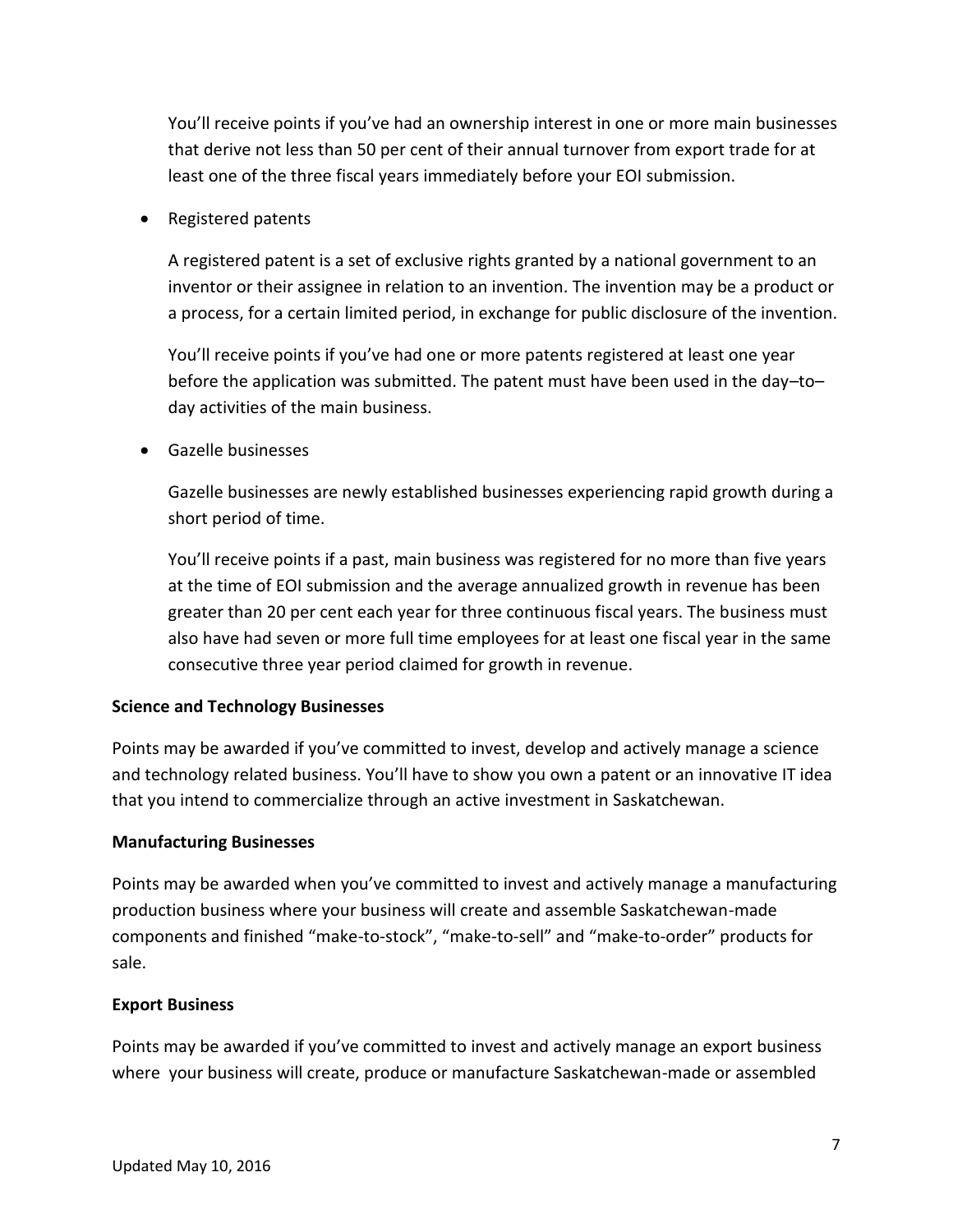You'll receive points if you've had an ownership interest in one or more main businesses that derive not less than 50 per cent of their annual turnover from export trade for at least one of the three fiscal years immediately before your EOI submission.

- Registered patents

  A registered patent is a set of exclusive rights granted by a national government to an inventor or their assignee in relation to an invention. The invention may be a product or a process, for a certain limited period, in exchange for public disclosure of the invention.

  You'll receive points if you've had one or more patents registered at least one year before the application was submitted. The patent must have been used in the day–to–day activities of the main business.

- Gazelle businesses

  Gazelle businesses are newly established businesses experiencing rapid growth during a short period of time.

  You'll receive points if a past, main business was registered for no more than five years at the time of EOI submission and the average annualized growth in revenue has been greater than 20 per cent each year for three continuous fiscal years. The business must also have had seven or more full time employees for at least one fiscal year in the same consecutive three year period claimed for growth in revenue.

**Science and Technology Businesses**

Points may be awarded if you've committed to invest, develop and actively manage a science and technology related business. You'll have to show you own a patent or an innovative IT idea that you intend to commercialize through an active investment in Saskatchewan.

**Manufacturing Businesses**

Points may be awarded when you've committed to invest and actively manage a manufacturing production business where your business will create and assemble Saskatchewan-made components and finished "make-to-stock", "make-to-sell" and "make-to-order" products for sale.

**Export Business**

Points may be awarded if you've committed to invest and actively manage an export business where your business will create, produce or manufacture Saskatchewan-made or assembled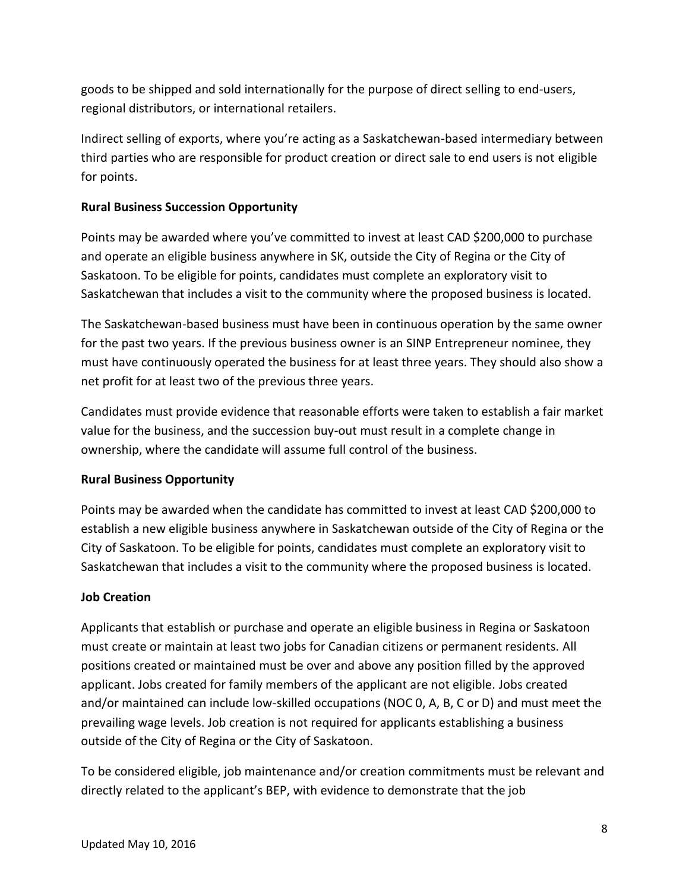goods to be shipped and sold internationally for the purpose of direct selling to end-users, regional distributors, or international retailers.

Indirect selling of exports, where you're acting as a Saskatchewan-based intermediary between third parties who are responsible for product creation or direct sale to end users is not eligible for points.

**Rural Business Succession Opportunity**

Points may be awarded where you've committed to invest at least CAD $200,000 to purchase and operate an eligible business anywhere in SK, outside the City of Regina or the City of Saskatoon. To be eligible for points, candidates must complete an exploratory visit to Saskatchewan that includes a visit to the community where the proposed business is located.

The Saskatchewan-based business must have been in continuous operation by the same owner for the past two years. If the previous business owner is an SINP Entrepreneur nominee, they must have continuously operated the business for at least three years. They should also show a net profit for at least two of the previous three years.

Candidates must provide evidence that reasonable efforts were taken to establish a fair market value for the business, and the succession buy-out must result in a complete change in ownership, where the candidate will assume full control of the business.

**Rural Business Opportunity**

Points may be awarded when the candidate has committed to invest at least CAD $200,000 to establish a new eligible business anywhere in Saskatchewan outside of the City of Regina or the City of Saskatoon. To be eligible for points, candidates must complete an exploratory visit to Saskatchewan that includes a visit to the community where the proposed business is located.

**Job Creation**

Applicants that establish or purchase and operate an eligible business in Regina or Saskatoon must create or maintain at least two jobs for Canadian citizens or permanent residents. All positions created or maintained must be over and above any position filled by the approved applicant. Jobs created for family members of the applicant are not eligible. Jobs created and/or maintained can include low-skilled occupations (NOC 0, A, B, C or D) and must meet the prevailing wage levels. Job creation is not required for applicants establishing a business outside of the City of Regina or the City of Saskatoon.

To be considered eligible, job maintenance and/or creation commitments must be relevant and directly related to the applicant's BEP, with evidence to demonstrate that the job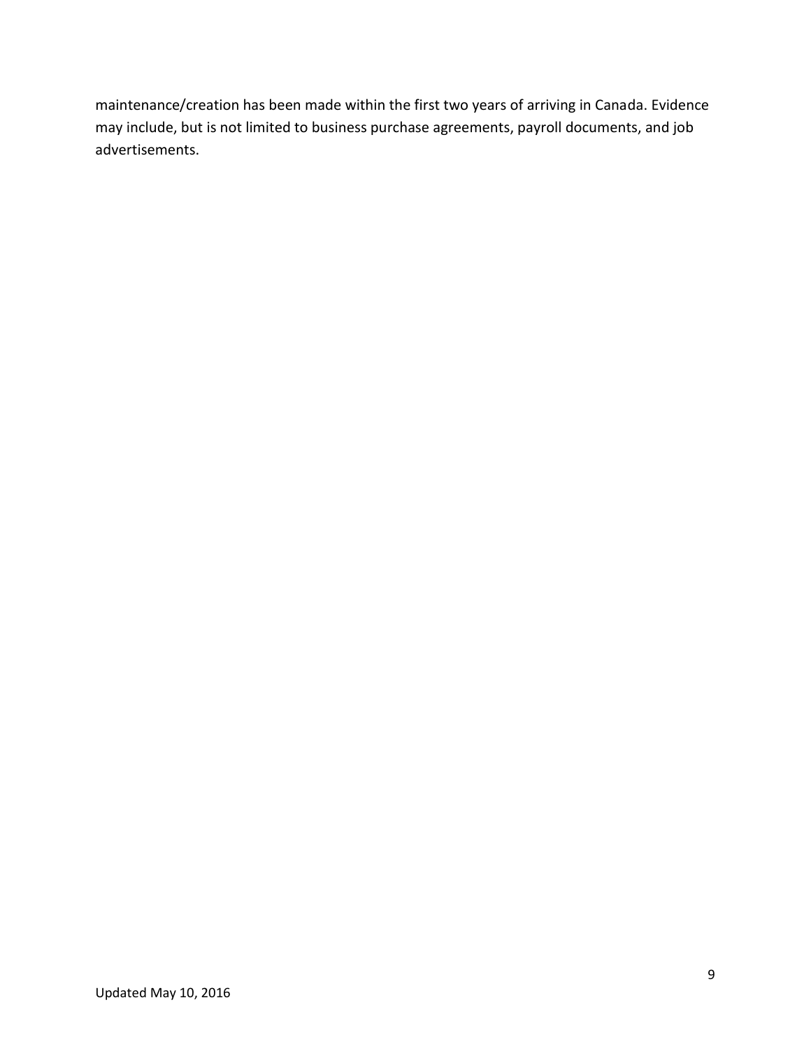maintenance/creation has been made within the first two years of arriving in Canada. Evidence may include, but is not limited to business purchase agreements, payroll documents, and job advertisements.